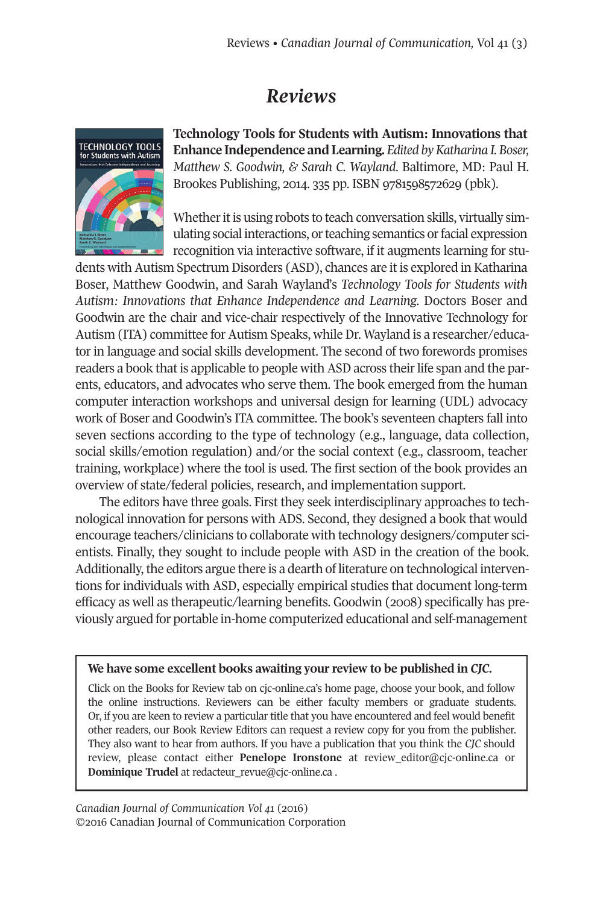# Reviews

**Technology Tools for Students with Autism: Innovations that Enhance Independence and Learning.** *Edited by Katharina I. Boser, Matthew S. Goodwin, & Sarah C. Wayland.* Baltimore, MD: Paul H. Brookes Publishing, 2014. 335 pp. ISBN 9781598572629 (pbk).

Whether it is using robots to teach conversation skills, virtually simulating social interactions, or teaching semantics or facial expression recognition via interactive software, if it augments learning for students with Autism Spectrum Disorders (ASD), chances are it is explored in Katharina Boser, Matthew Goodwin, and Sarah Wayland's *Technology Tools for Students with Autism: Innovations that Enhance Independence and Learning.* Doctors Boser and Goodwin are the chair and vice-chair respectively of the Innovative Technology for Autism (ITA) committee for Autism Speaks, while Dr. Wayland is a researcher/educator in language and social skills development. The second of two forewords promises readers a book that is applicable to people with ASD across their life span and the parents, educators, and advocates who serve them. The book emerged from the human computer interaction workshops and universal design for learning (UDL) advocacy work of Boser and Goodwin's ITA committee. The book's seventeen chapters fall into seven sections according to the type of technology (e.g., language, data collection, social skills/emotion regulation) and/or the social context (e.g., classroom, teacher training, workplace) where the tool is used. The first section of the book provides an overview of state/federal policies, research, and implementation support.

The editors have three goals. First they seek interdisciplinary approaches to technological innovation for persons with ADS. Second, they designed a book that would encourage teachers/clinicians to collaborate with technology designers/computer scientists. Finally, they sought to include people with ASD in the creation of the book. Additionally, the editors argue there is a dearth of literature on technological interventions for individuals with ASD, especially empirical studies that document long-term efficacy as well as therapeutic/learning benefits. Goodwin (2008) specifically has previously argued for portable in-home computerized educational and self-management

**We have some excellent books awaiting your review to be published in *CJC*.**

Click on the Books for Review tab on cjc-online.ca's home page, choose your book, and follow the online instructions. Reviewers can be either faculty members or graduate students. Or, if you are keen to review a particular title that you have encountered and feel would benefit other readers, our Book Review Editors can request a review copy for you from the publisher. They also want to hear from authors. If you have a publication that you think the *CJC* should review, please contact either **Penelope Ironstone** at review_editor@cjc-online.ca or **Dominique Trudel** at redacteur_revue@cjc-online.ca .

*Canadian Journal of Communication Vol 41* (2016)
©2016 Canadian Journal of Communication Corporation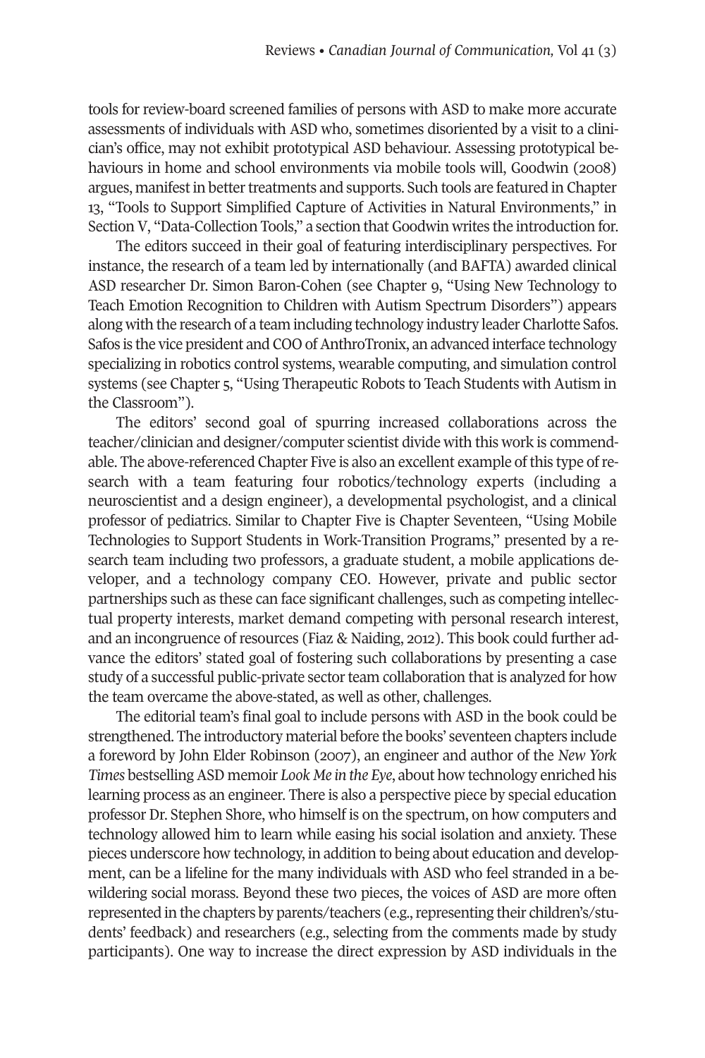tools for review-board screened families of persons with ASD to make more accurate assessments of individuals with ASD who, sometimes disoriented by a visit to a clinician's office, may not exhibit prototypical ASD behaviour. Assessing prototypical behaviours in home and school environments via mobile tools will, Goodwin (2008) argues, manifest in better treatments and supports. Such tools are featured in Chapter 13, "Tools to Support Simplified Capture of Activities in Natural Environments," in Section V, "Data-Collection Tools," a section that Goodwin writes the introduction for.

The editors succeed in their goal of featuring interdisciplinary perspectives. For instance, the research of a team led by internationally (and BAFTA) awarded clinical ASD researcher Dr. Simon Baron-Cohen (see Chapter 9, "Using New Technology to Teach Emotion Recognition to Children with Autism Spectrum Disorders") appears along with the research of a team including technology industry leader Charlotte Safos. Safos is the vice president and COO of AnthroTronix, an advanced interface technology specializing in robotics control systems, wearable computing, and simulation control systems (see Chapter 5, "Using Therapeutic Robots to Teach Students with Autism in the Classroom").

The editors' second goal of spurring increased collaborations across the teacher/clinician and designer/computer scientist divide with this work is commendable. The above-referenced Chapter Five is also an excellent example of this type of research with a team featuring four robotics/technology experts (including a neuroscientist and a design engineer), a developmental psychologist, and a clinical professor of pediatrics. Similar to Chapter Five is Chapter Seventeen, "Using Mobile Technologies to Support Students in Work-Transition Programs," presented by a research team including two professors, a graduate student, a mobile applications developer, and a technology company CEO. However, private and public sector partnerships such as these can face significant challenges, such as competing intellectual property interests, market demand competing with personal research interest, and an incongruence of resources (Fiaz & Naiding, 2012). This book could further advance the editors' stated goal of fostering such collaborations by presenting a case study of a successful public-private sector team collaboration that is analyzed for how the team overcame the above-stated, as well as other, challenges.

The editorial team's final goal to include persons with ASD in the book could be strengthened. The introductory material before the books' seventeen chapters include a foreword by John Elder Robinson (2007), an engineer and author of the *New York Times* bestselling ASD memoir *Look Me in the Eye*, about how technology enriched his learning process as an engineer. There is also a perspective piece by special education professor Dr. Stephen Shore, who himself is on the spectrum, on how computers and technology allowed him to learn while easing his social isolation and anxiety. These pieces underscore how technology, in addition to being about education and development, can be a lifeline for the many individuals with ASD who feel stranded in a bewildering social morass. Beyond these two pieces, the voices of ASD are more often represented in the chapters by parents/teachers (e.g., representing their children's/students' feedback) and researchers (e.g., selecting from the comments made by study participants). One way to increase the direct expression by ASD individuals in the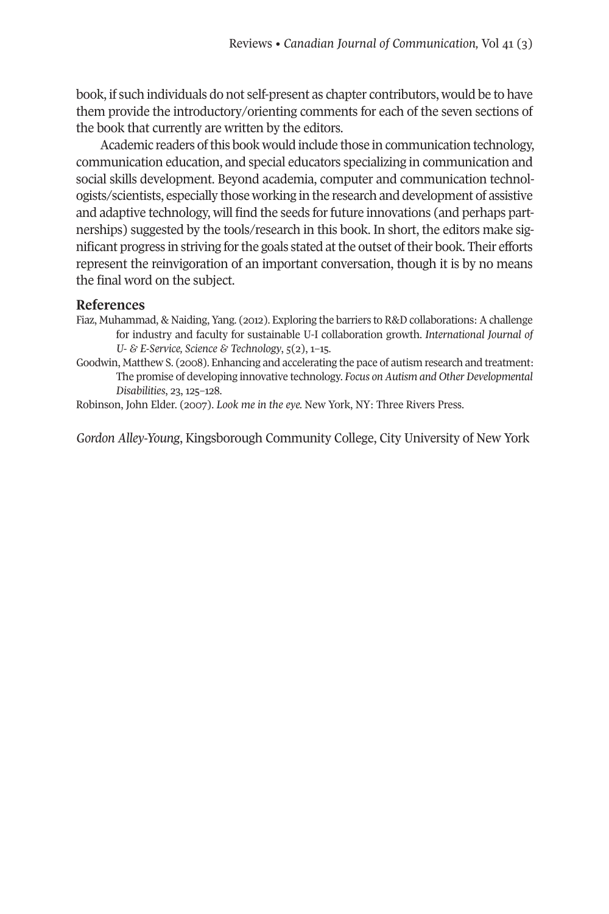book, if such individuals do not self-present as chapter contributors, would be to have them provide the introductory/orienting comments for each of the seven sections of the book that currently are written by the editors.

Academic readers of this book would include those in communication technology, communication education, and special educators specializing in communication and social skills development. Beyond academia, computer and communication technologists/scientists, especially those working in the research and development of assistive and adaptive technology, will find the seeds for future innovations (and perhaps partnerships) suggested by the tools/research in this book. In short, the editors make significant progress in striving for the goals stated at the outset of their book. Their efforts represent the reinvigoration of an important conversation, though it is by no means the final word on the subject.

## References

Fiaz, Muhammad, & Naiding, Yang. (2012). Exploring the barriers to R&D collaborations: A challenge for industry and faculty for sustainable U-I collaboration growth. *International Journal of U- & E-Service, Science & Technology*, 5(2), 1–15.

Goodwin, Matthew S. (2008). Enhancing and accelerating the pace of autism research and treatment: The promise of developing innovative technology. *Focus on Autism and Other Developmental Disabilities*, 23, 125–128.

Robinson, John Elder. (2007). *Look me in the eye.* New York, NY: Three Rivers Press.

*Gordon Alley-Young*, Kingsborough Community College, City University of New York